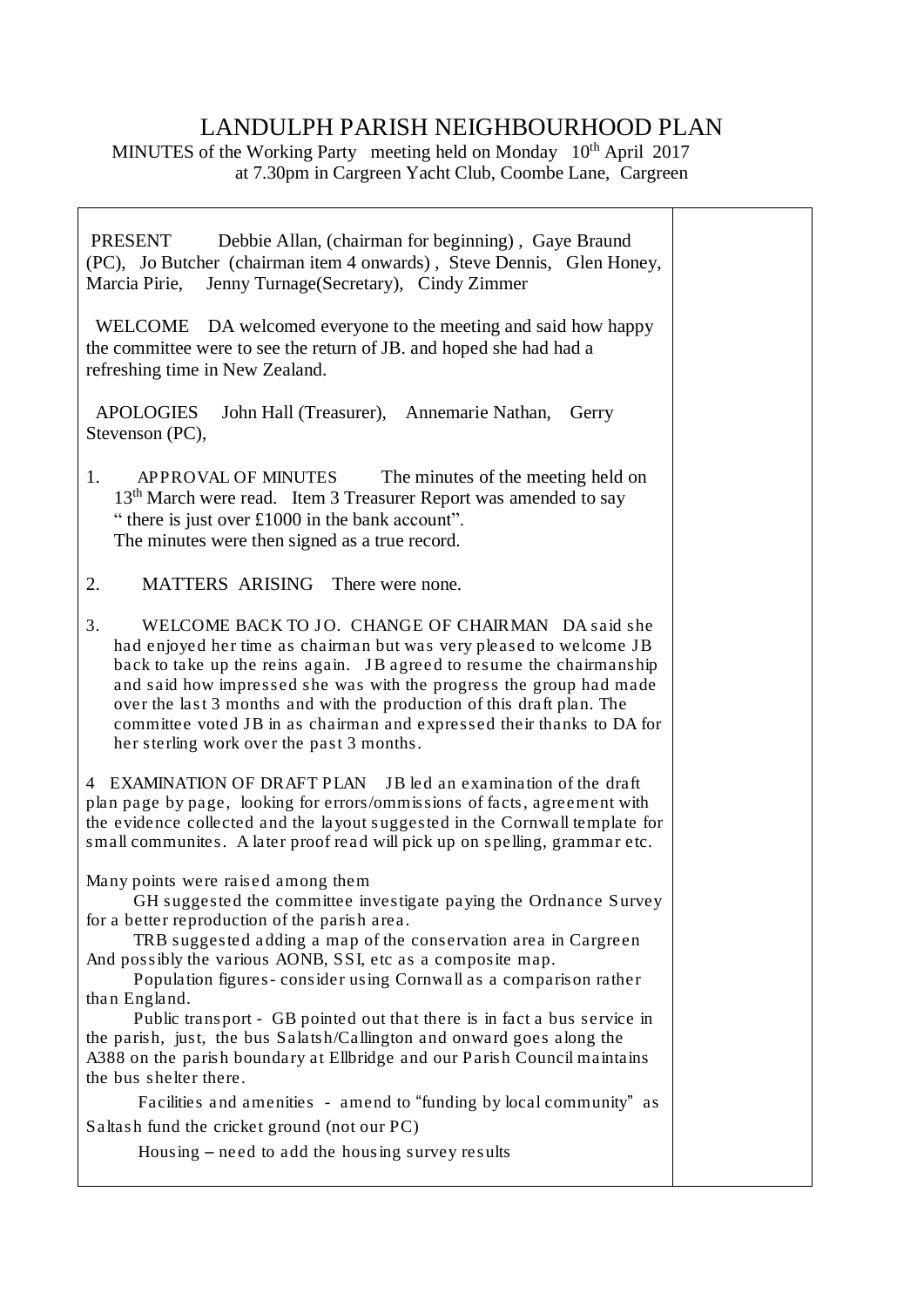# LANDULPH PARISH NEIGHBOURHOOD PLAN

MINUTES of the Working Party meeting held on Monday 10th April 2017 at 7.30pm in Cargreen Yacht Club, Coombe Lane, Cargreen

**PRESENT** Debbie Allan, (chairman for beginning), Gaye Braund (PC), Jo Butcher (chairman item 4 onwards), Steve Dennis, Glen Honey, Marcia Pirie, Jenny Turnage(Secretary), Cindy Zimmer

**WELCOME** DA welcomed everyone to the meeting and said how happy the committee were to see the return of JB. and hoped she had had a refreshing time in New Zealand.

**APOLOGIES** John Hall (Treasurer), Annemarie Nathan, Gerry Stevenson (PC),

1. **APPROVAL OF MINUTES** The minutes of the meeting held on 13th March were read. Item 3 Treasurer Report was amended to say " there is just over £1000 in the bank account". The minutes were then signed as a true record.

2. **MATTERS ARISING** There were none.

3. **WELCOME BACK TO JO. CHANGE OF CHAIRMAN** DA said she had enjoyed her time as chairman but was very pleased to welcome JB back to take up the reins again. JB agreed to resume the chairmanship and said how impressed she was with the progress the group had made over the last 3 months and with the production of this draft plan. The committee voted JB in as chairman and expressed their thanks to DA for her sterling work over the past 3 months.

4 **EXAMINATION OF DRAFT PLAN** JB led an examination of the draft plan page by page, looking for errors/ommissions of facts, agreement with the evidence collected and the layout suggested in the Cornwall template for small communites. A later proof read will pick up on spelling, grammar etc.

Many points were raised among them

GH suggested the committee investigate paying the Ordnance Survey for a better reproduction of the parish area.

TRB suggested adding a map of the conservation area in Cargreen And possibly the various AONB, SSI, etc as a composite map.

Population figures- consider using Cornwall as a comparison rather than England.

Public transport - GB pointed out that there is in fact a bus service in the parish, just, the bus Salatsh/Callington and onward goes along the A388 on the parish boundary at Ellbridge and our Parish Council maintains the bus shelter there.

Facilities and amenities - amend to "funding by local community" as Saltash fund the cricket ground (not our PC)

Housing – need to add the housing survey results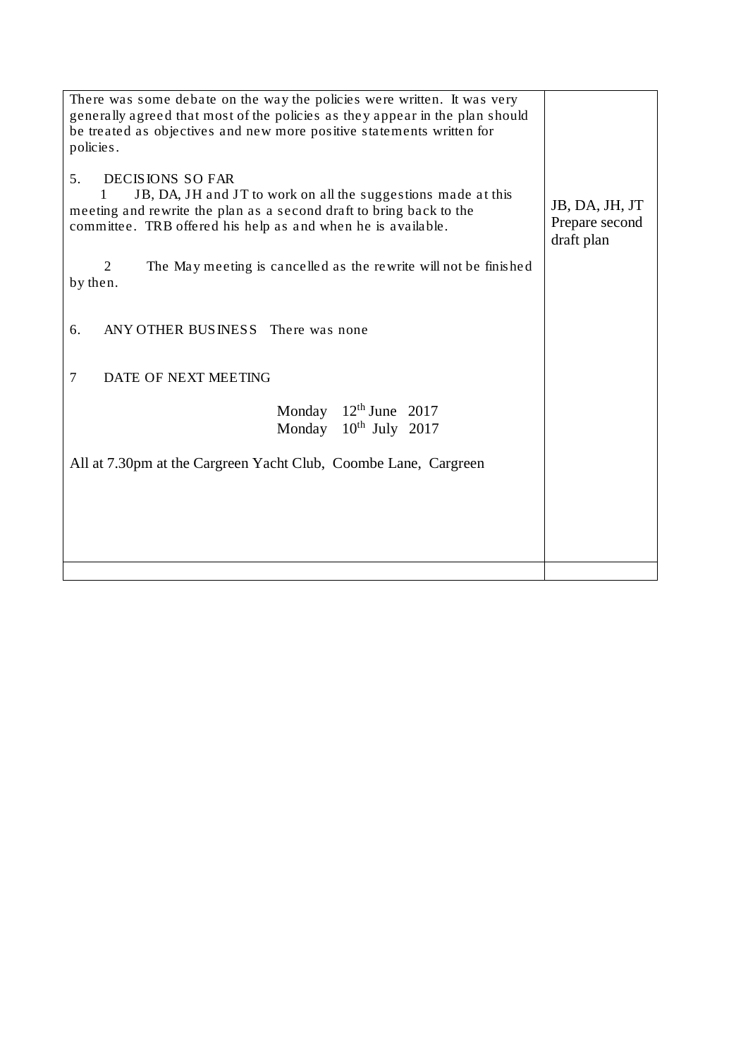| | |
|---|---|
| There was some debate on the way the policies were written. It was very generally agreed that most of the policies as they appear in the plan should be treated as objectives and new more positive statements written for policies.<br><br>5. DECISIONS SO FAR<br>1 JB, DA, JH and JT to work on all the suggestions made at this meeting and rewrite the plan as a second draft to bring back to the committee. TRB offered his help as and when he is available.<br><br>2 The May meeting is cancelled as the rewrite will not be finished by then.<br><br>6. ANY OTHER BUSINESS There was none<br><br>7 DATE OF NEXT MEETING<br><br>Monday 12th June 2017<br>Monday 10th July 2017<br><br>All at 7.30pm at the Cargreen Yacht Club, Coombe Lane, Cargreen | JB, DA, JH, JT Prepare second draft plan |
| | |